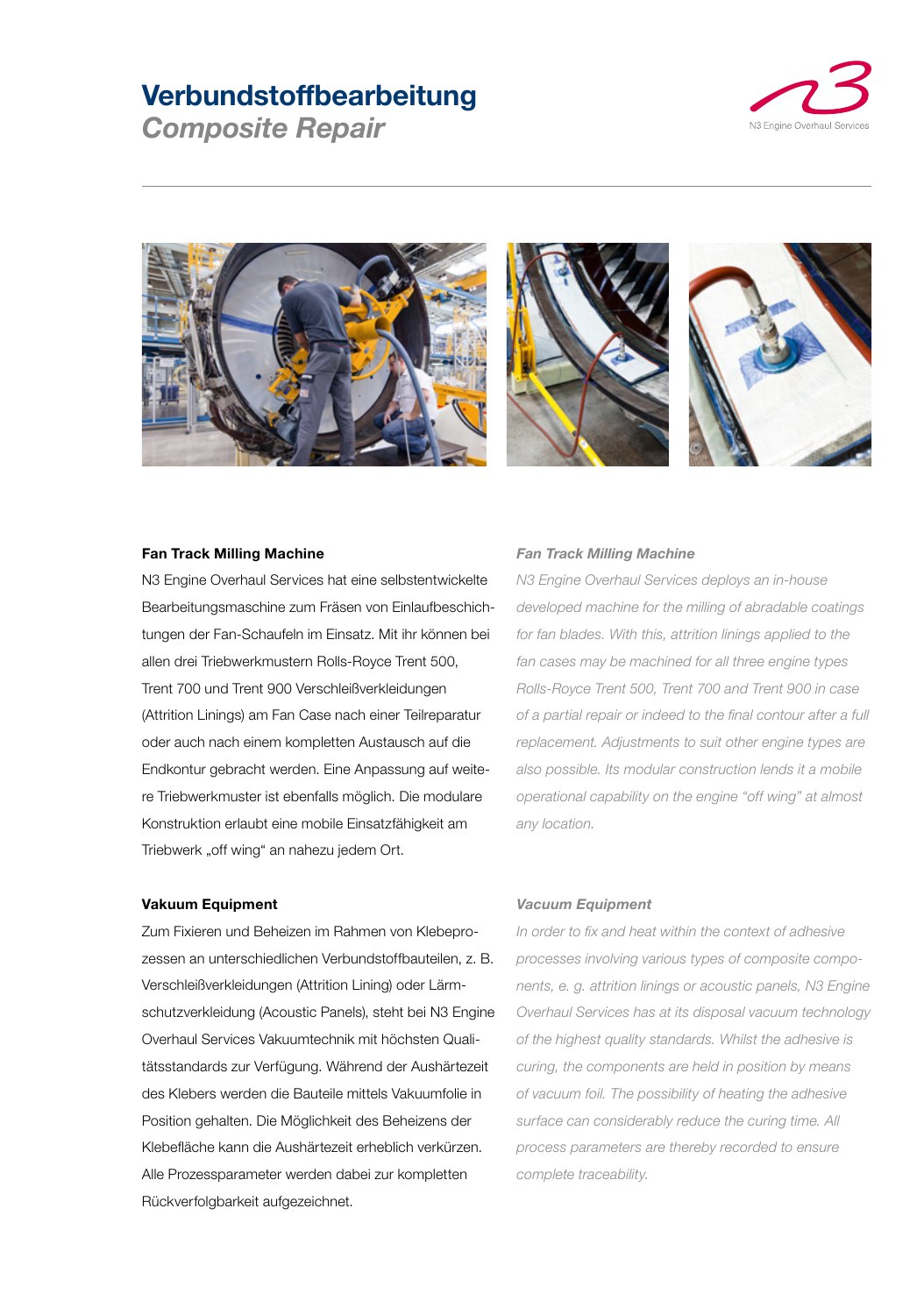# Verbundstoffbearbeitung
## *Composite Repair*

### Fan Track Milling Machine

N3 Engine Overhaul Services hat eine selbstentwickelte Bearbeitungsmaschine zum Fräsen von Einlaufbeschichtungen der Fan-Schaufeln im Einsatz. Mit ihr können bei allen drei Triebwerkmustern Rolls-Royce Trent 500, Trent 700 und Trent 900 Verschleißverkleidungen (Attrition Linings) am Fan Case nach einer Teilreparatur oder auch nach einem kompletten Austausch auf die Endkontur gebracht werden. Eine Anpassung auf weitere Triebwerkmuster ist ebenfalls möglich. Die modulare Konstruktion erlaubt eine mobile Einsatzfähigkeit am Triebwerk „off wing" an nahezu jedem Ort.

### *Fan Track Milling Machine*

*N3 Engine Overhaul Services deploys an in-house developed machine for the milling of abradable coatings for fan blades. With this, attrition linings applied to the fan cases may be machined for all three engine types Rolls-Royce Trent 500, Trent 700 and Trent 900 in case of a partial repair or indeed to the final contour after a full replacement. Adjustments to suit other engine types are also possible. Its modular construction lends it a mobile operational capability on the engine "off wing" at almost any location.*

### Vakuum Equipment

Zum Fixieren und Beheizen im Rahmen von Klebeprozessen an unterschiedlichen Verbundstoffbauteilen, z. B. Verschleißverkleidungen (Attrition Lining) oder Lärmschutzverkleidung (Acoustic Panels), steht bei N3 Engine Overhaul Services Vakuumtechnik mit höchsten Qualitätsstandards zur Verfügung. Während der Aushärtezeit des Klebers werden die Bauteile mittels Vakuumfolie in Position gehalten. Die Möglichkeit des Beheizens der Klebefläche kann die Aushärtezeit erheblich verkürzen. Alle Prozessparameter werden dabei zur kompletten Rückverfolgbarkeit aufgezeichnet.

### *Vacuum Equipment*

*In order to fix and heat within the context of adhesive processes involving various types of composite components, e. g. attrition linings or acoustic panels, N3 Engine Overhaul Services has at its disposal vacuum technology of the highest quality standards. Whilst the adhesive is curing, the components are held in position by means of vacuum foil. The possibility of heating the adhesive surface can considerably reduce the curing time. All process parameters are thereby recorded to ensure complete traceability.*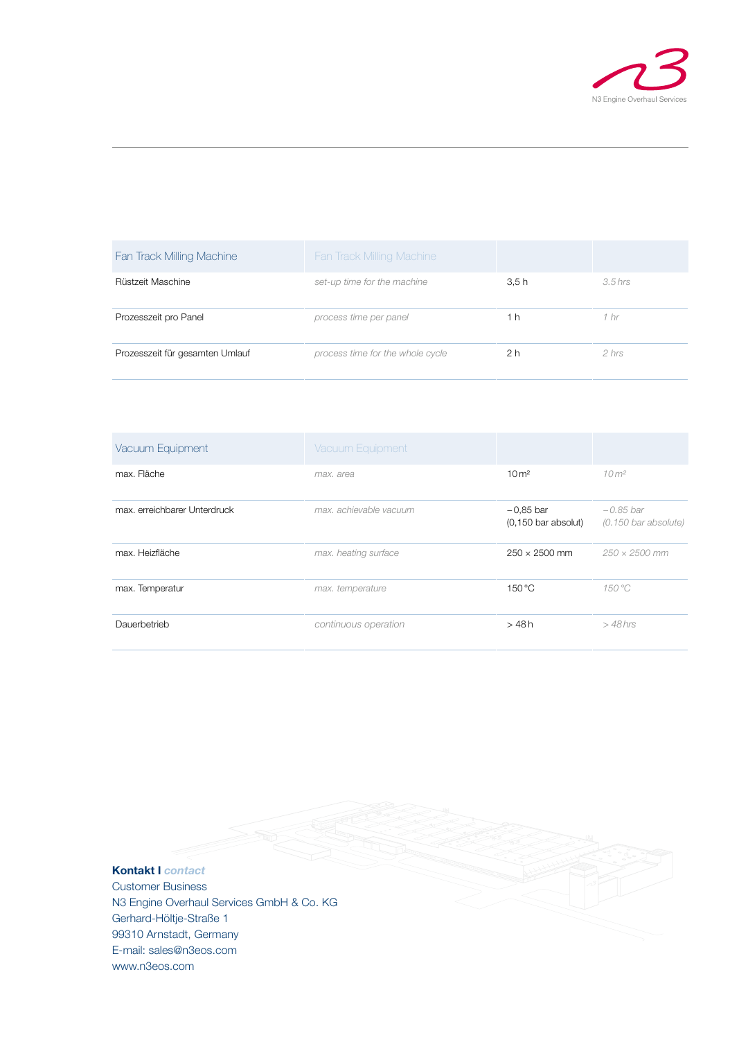| Fan Track Milling Machine | *Fan Track Milling Machine* | | |
|---|---|---|---|
| Rüstzeit Maschine | *set-up time for the machine* | 3,5 h | *3.5 hrs* |
| Prozesszeit pro Panel | *process time per panel* | 1 h | *1 hr* |
| Prozesszeit für gesamten Umlauf | *process time for the whole cycle* | 2 h | *2 hrs* |

| Vacuum Equipment | *Vacuum Equipment* | | |
|---|---|---|---|
| max. Fläche | *max. area* | 10 m² | *10 m²* |
| max. erreichbarer Unterdruck | *max. achievable vacuum* | – 0,85 bar (0,150 bar absolut) | *– 0.85 bar (0.150 bar absolute)* |
| max. Heizfläche | *max. heating surface* | 250 × 2500 mm | *250 × 2500 mm* |
| max. Temperatur | *max. temperature* | 150 °C | *150 °C* |
| Dauerbetrieb | *continuous operation* | > 48 h | *> 48 hrs* |

**Kontakt I** ***contact***
Customer Business
N3 Engine Overhaul Services GmbH & Co. KG
Gerhard-Höltje-Straße 1
99310 Arnstadt, Germany
E-mail: sales@n3eos.com
www.n3eos.com